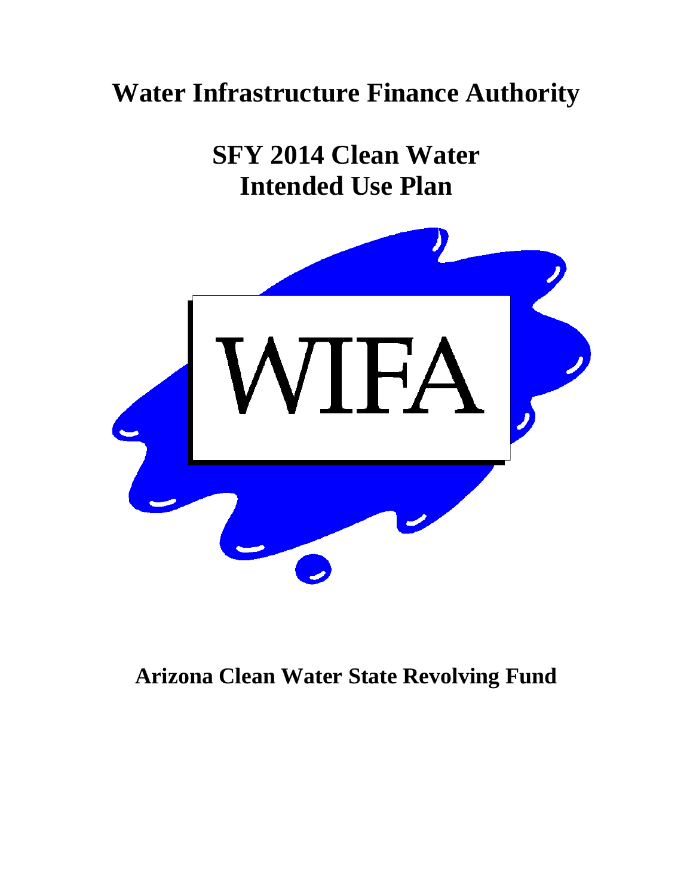# Water Infrastructure Finance Authority

## SFY 2014 Clean Water Intended Use Plan

WIFA

## Arizona Clean Water State Revolving Fund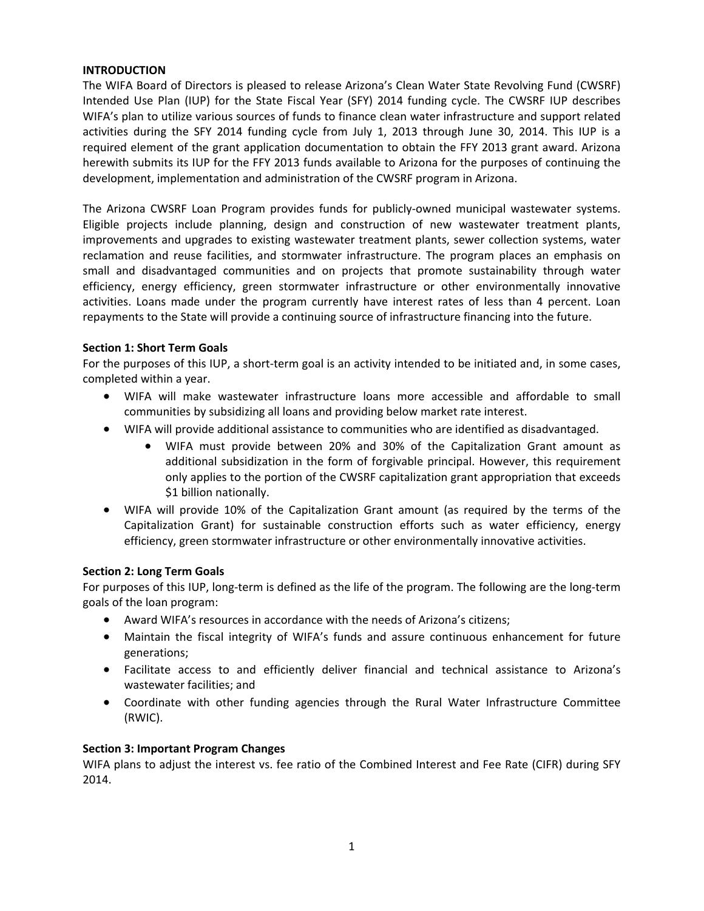**INTRODUCTION**

The WIFA Board of Directors is pleased to release Arizona's Clean Water State Revolving Fund (CWSRF) Intended Use Plan (IUP) for the State Fiscal Year (SFY) 2014 funding cycle. The CWSRF IUP describes WIFA's plan to utilize various sources of funds to finance clean water infrastructure and support related activities during the SFY 2014 funding cycle from July 1, 2013 through June 30, 2014. This IUP is a required element of the grant application documentation to obtain the FFY 2013 grant award. Arizona herewith submits its IUP for the FFY 2013 funds available to Arizona for the purposes of continuing the development, implementation and administration of the CWSRF program in Arizona.

The Arizona CWSRF Loan Program provides funds for publicly-owned municipal wastewater systems. Eligible projects include planning, design and construction of new wastewater treatment plants, improvements and upgrades to existing wastewater treatment plants, sewer collection systems, water reclamation and reuse facilities, and stormwater infrastructure. The program places an emphasis on small and disadvantaged communities and on projects that promote sustainability through water efficiency, energy efficiency, green stormwater infrastructure or other environmentally innovative activities. Loans made under the program currently have interest rates of less than 4 percent. Loan repayments to the State will provide a continuing source of infrastructure financing into the future.

**Section 1: Short Term Goals**

For the purposes of this IUP, a short-term goal is an activity intended to be initiated and, in some cases, completed within a year.

- WIFA will make wastewater infrastructure loans more accessible and affordable to small communities by subsidizing all loans and providing below market rate interest.
- WIFA will provide additional assistance to communities who are identified as disadvantaged.
    - WIFA must provide between 20% and 30% of the Capitalization Grant amount as additional subsidization in the form of forgivable principal. However, this requirement only applies to the portion of the CWSRF capitalization grant appropriation that exceeds $1 billion nationally.
- WIFA will provide 10% of the Capitalization Grant amount (as required by the terms of the Capitalization Grant) for sustainable construction efforts such as water efficiency, energy efficiency, green stormwater infrastructure or other environmentally innovative activities.

**Section 2: Long Term Goals**

For purposes of this IUP, long-term is defined as the life of the program. The following are the long-term goals of the loan program:

- Award WIFA's resources in accordance with the needs of Arizona's citizens;
- Maintain the fiscal integrity of WIFA's funds and assure continuous enhancement for future generations;
- Facilitate access to and efficiently deliver financial and technical assistance to Arizona's wastewater facilities; and
- Coordinate with other funding agencies through the Rural Water Infrastructure Committee (RWIC).

**Section 3: Important Program Changes**

WIFA plans to adjust the interest vs. fee ratio of the Combined Interest and Fee Rate (CIFR) during SFY 2014.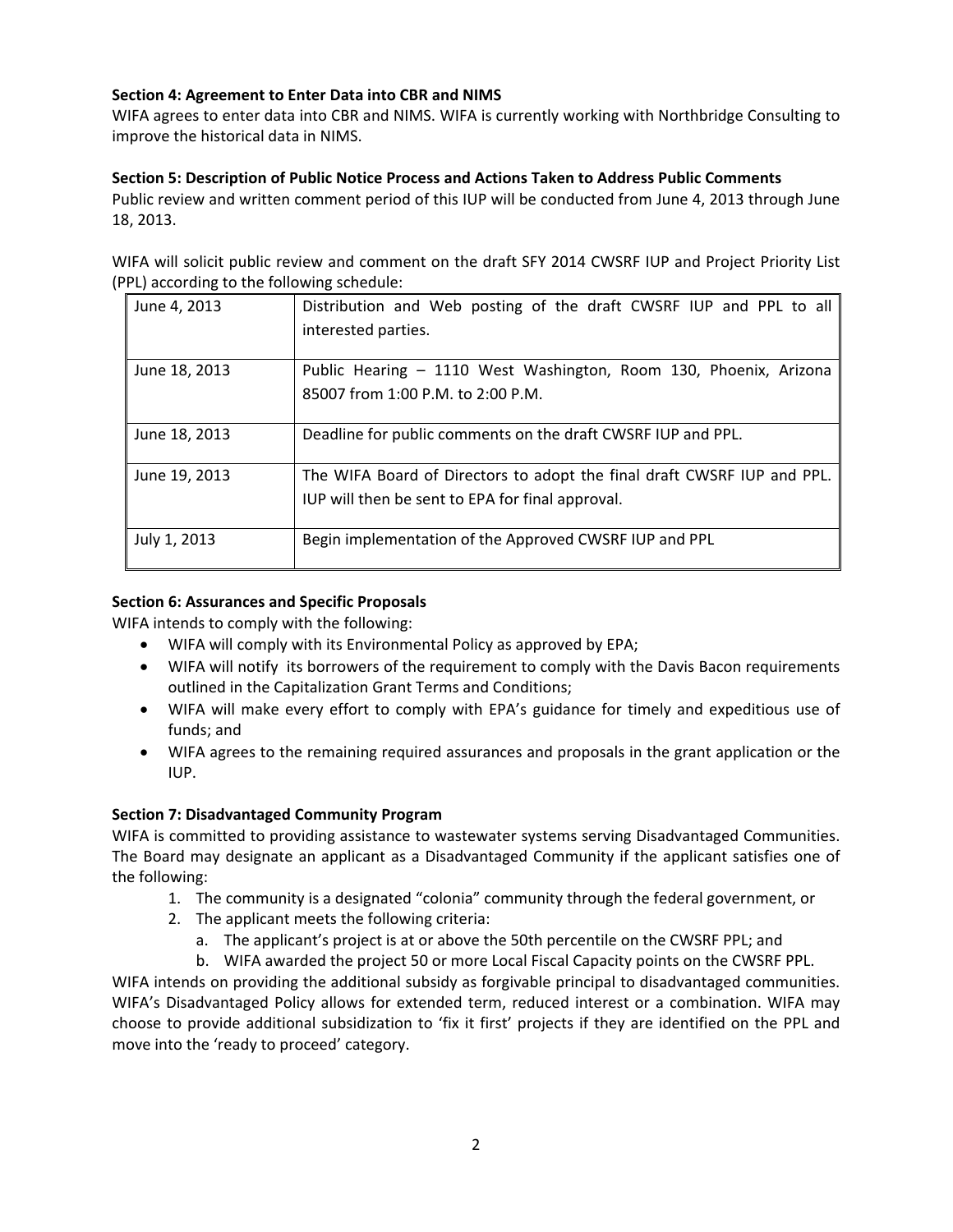**Section 4: Agreement to Enter Data into CBR and NIMS**

WIFA agrees to enter data into CBR and NIMS. WIFA is currently working with Northbridge Consulting to improve the historical data in NIMS.

**Section 5: Description of Public Notice Process and Actions Taken to Address Public Comments**

Public review and written comment period of this IUP will be conducted from June 4, 2013 through June 18, 2013.

WIFA will solicit public review and comment on the draft SFY 2014 CWSRF IUP and Project Priority List (PPL) according to the following schedule:

| | |
|---|---|
| June 4, 2013 | Distribution and Web posting of the draft CWSRF IUP and PPL to all interested parties. |
| June 18, 2013 | Public Hearing – 1110 West Washington, Room 130, Phoenix, Arizona 85007 from 1:00 P.M. to 2:00 P.M. |
| June 18, 2013 | Deadline for public comments on the draft CWSRF IUP and PPL. |
| June 19, 2013 | The WIFA Board of Directors to adopt the final draft CWSRF IUP and PPL. IUP will then be sent to EPA for final approval. |
| July 1, 2013 | Begin implementation of the Approved CWSRF IUP and PPL |

**Section 6: Assurances and Specific Proposals**

WIFA intends to comply with the following:

- WIFA will comply with its Environmental Policy as approved by EPA;
- WIFA will notify its borrowers of the requirement to comply with the Davis Bacon requirements outlined in the Capitalization Grant Terms and Conditions;
- WIFA will make every effort to comply with EPA's guidance for timely and expeditious use of funds; and
- WIFA agrees to the remaining required assurances and proposals in the grant application or the IUP.

**Section 7: Disadvantaged Community Program**

WIFA is committed to providing assistance to wastewater systems serving Disadvantaged Communities. The Board may designate an applicant as a Disadvantaged Community if the applicant satisfies one of the following:

1. The community is a designated "colonia" community through the federal government, or
2. The applicant meets the following criteria:
   a. The applicant's project is at or above the 50th percentile on the CWSRF PPL; and
   b. WIFA awarded the project 50 or more Local Fiscal Capacity points on the CWSRF PPL.

WIFA intends on providing the additional subsidy as forgivable principal to disadvantaged communities. WIFA's Disadvantaged Policy allows for extended term, reduced interest or a combination. WIFA may choose to provide additional subsidization to 'fix it first' projects if they are identified on the PPL and move into the 'ready to proceed' category.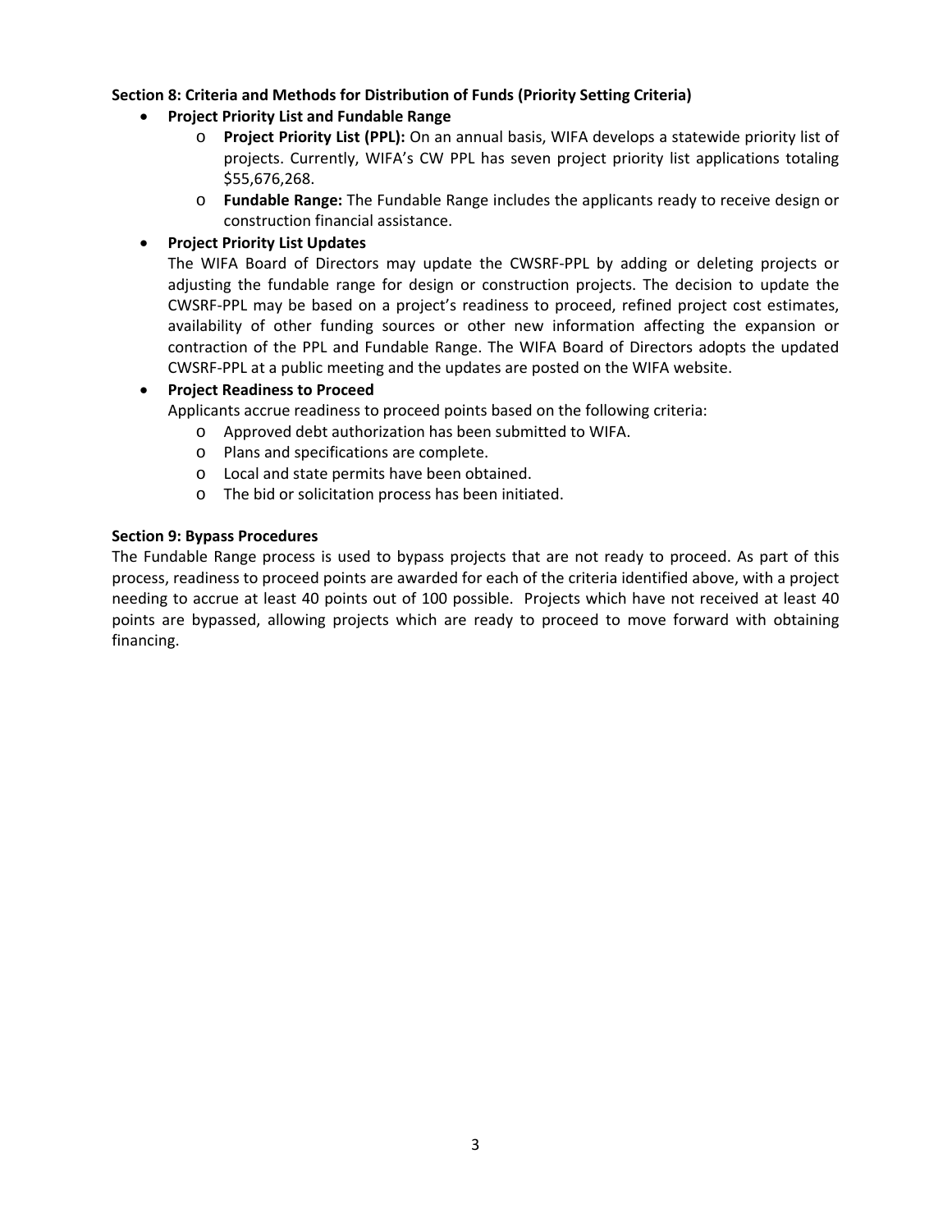**Section 8: Criteria and Methods for Distribution of Funds (Priority Setting Criteria)**

- **Project Priority List and Fundable Range**
  - **Project Priority List (PPL):** On an annual basis, WIFA develops a statewide priority list of projects. Currently, WIFA's CW PPL has seven project priority list applications totaling $55,676,268.
  - **Fundable Range:** The Fundable Range includes the applicants ready to receive design or construction financial assistance.
- **Project Priority List Updates**

  The WIFA Board of Directors may update the CWSRF-PPL by adding or deleting projects or adjusting the fundable range for design or construction projects. The decision to update the CWSRF-PPL may be based on a project's readiness to proceed, refined project cost estimates, availability of other funding sources or other new information affecting the expansion or contraction of the PPL and Fundable Range. The WIFA Board of Directors adopts the updated CWSRF-PPL at a public meeting and the updates are posted on the WIFA website.
- **Project Readiness to Proceed**

  Applicants accrue readiness to proceed points based on the following criteria:
  - Approved debt authorization has been submitted to WIFA.
  - Plans and specifications are complete.
  - Local and state permits have been obtained.
  - The bid or solicitation process has been initiated.

**Section 9: Bypass Procedures**

The Fundable Range process is used to bypass projects that are not ready to proceed. As part of this process, readiness to proceed points are awarded for each of the criteria identified above, with a project needing to accrue at least 40 points out of 100 possible. Projects which have not received at least 40 points are bypassed, allowing projects which are ready to proceed to move forward with obtaining financing.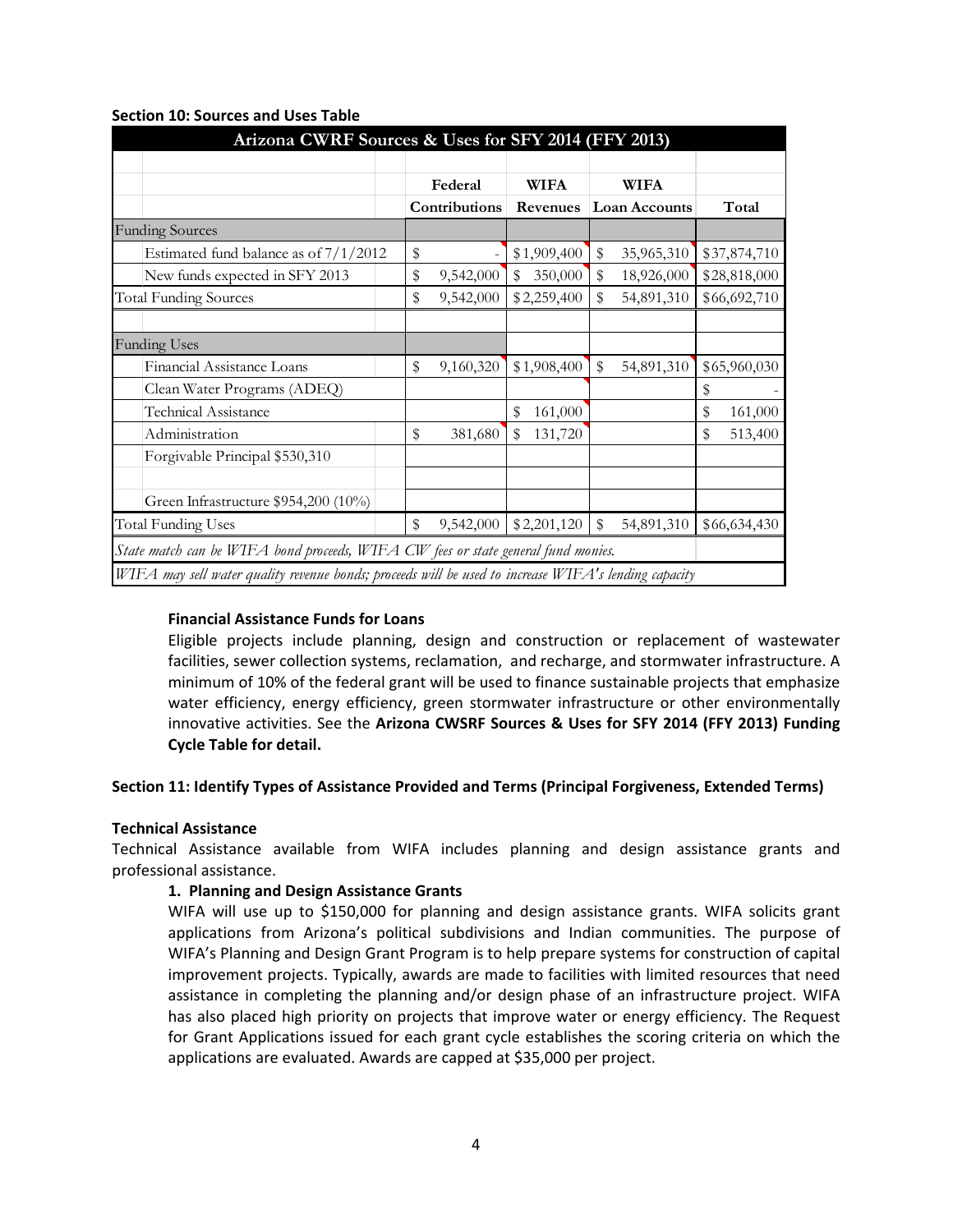**Section 10: Sources and Uses Table**

| Arizona CWRF Sources & Uses for SFY 2014 (FFY 2013) | | | | |
|---|---|---|---|---|
| | Federal Contributions | WIFA Revenues | WIFA Loan Accounts | Total |
| Funding Sources | | | | |
| Estimated fund balance as of 7/1/2012 | $ - | $1,909,400 | $ 35,965,310 | $37,874,710 |
| New funds expected in SFY 2013 | $ 9,542,000 | $ 350,000 | $ 18,926,000 | $28,818,000 |
| Total Funding Sources | $ 9,542,000 | $2,259,400 | $ 54,891,310 | $66,692,710 |
| | | | | |
| Funding Uses | | | | |
| Financial Assistance Loans | $ 9,160,320 | $1,908,400 | $ 54,891,310 | $65,960,030 |
| Clean Water Programs (ADEQ) | | | | $ - |
| Technical Assistance | | $ 161,000 | | $ 161,000 |
| Administration | $ 381,680 | $ 131,720 | | $ 513,400 |
| Forgivable Principal $530,310 | | | | |
| | | | | |
| Green Infrastructure $954,200 (10%) | | | | |
| Total Funding Uses | $ 9,542,000 | $2,201,120 | $ 54,891,310 | $66,634,430 |
| *State match can be WIFA bond proceeds, WIFA CW fees or state general fund monies.* | | | | |
| *WIFA may sell water quality revenue bonds; proceeds will be used to increase WIFA's lending capacity* | | | | |

**Financial Assistance Funds for Loans**

Eligible projects include planning, design and construction or replacement of wastewater facilities, sewer collection systems, reclamation, and recharge, and stormwater infrastructure. A minimum of 10% of the federal grant will be used to finance sustainable projects that emphasize water efficiency, energy efficiency, green stormwater infrastructure or other environmentally innovative activities. See the **Arizona CWSRF Sources & Uses for SFY 2014 (FFY 2013) Funding Cycle Table for detail.**

**Section 11: Identify Types of Assistance Provided and Terms (Principal Forgiveness, Extended Terms)**

**Technical Assistance**

Technical Assistance available from WIFA includes planning and design assistance grants and professional assistance.

**1. Planning and Design Assistance Grants**

WIFA will use up to $150,000 for planning and design assistance grants. WIFA solicits grant applications from Arizona's political subdivisions and Indian communities. The purpose of WIFA's Planning and Design Grant Program is to help prepare systems for construction of capital improvement projects. Typically, awards are made to facilities with limited resources that need assistance in completing the planning and/or design phase of an infrastructure project. WIFA has also placed high priority on projects that improve water or energy efficiency. The Request for Grant Applications issued for each grant cycle establishes the scoring criteria on which the applications are evaluated. Awards are capped at $35,000 per project.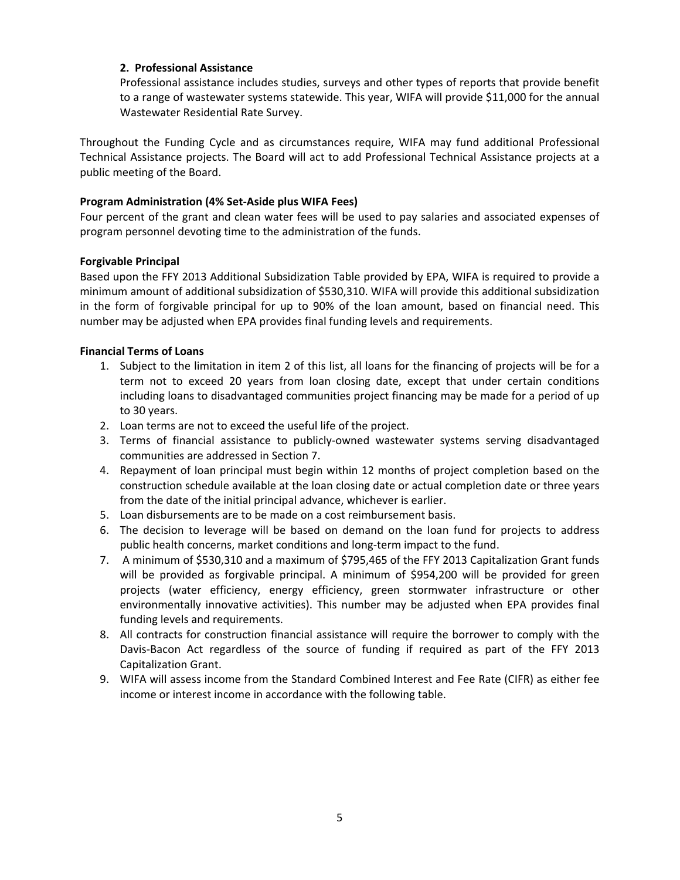2. **Professional Assistance**

   Professional assistance includes studies, surveys and other types of reports that provide benefit to a range of wastewater systems statewide. This year, WIFA will provide $11,000 for the annual Wastewater Residential Rate Survey.

Throughout the Funding Cycle and as circumstances require, WIFA may fund additional Professional Technical Assistance projects. The Board will act to add Professional Technical Assistance projects at a public meeting of the Board.

**Program Administration (4% Set-Aside plus WIFA Fees)**

Four percent of the grant and clean water fees will be used to pay salaries and associated expenses of program personnel devoting time to the administration of the funds.

**Forgivable Principal**

Based upon the FFY 2013 Additional Subsidization Table provided by EPA, WIFA is required to provide a minimum amount of additional subsidization of $530,310. WIFA will provide this additional subsidization in the form of forgivable principal for up to 90% of the loan amount, based on financial need. This number may be adjusted when EPA provides final funding levels and requirements.

**Financial Terms of Loans**

1. Subject to the limitation in item 2 of this list, all loans for the financing of projects will be for a term not to exceed 20 years from loan closing date, except that under certain conditions including loans to disadvantaged communities project financing may be made for a period of up to 30 years.
2. Loan terms are not to exceed the useful life of the project.
3. Terms of financial assistance to publicly-owned wastewater systems serving disadvantaged communities are addressed in Section 7.
4. Repayment of loan principal must begin within 12 months of project completion based on the construction schedule available at the loan closing date or actual completion date or three years from the date of the initial principal advance, whichever is earlier.
5. Loan disbursements are to be made on a cost reimbursement basis.
6. The decision to leverage will be based on demand on the loan fund for projects to address public health concerns, market conditions and long-term impact to the fund.
7. A minimum of $530,310 and a maximum of $795,465 of the FFY 2013 Capitalization Grant funds will be provided as forgivable principal. A minimum of $954,200 will be provided for green projects (water efficiency, energy efficiency, green stormwater infrastructure or other environmentally innovative activities). This number may be adjusted when EPA provides final funding levels and requirements.
8. All contracts for construction financial assistance will require the borrower to comply with the Davis-Bacon Act regardless of the source of funding if required as part of the FFY 2013 Capitalization Grant.
9. WIFA will assess income from the Standard Combined Interest and Fee Rate (CIFR) as either fee income or interest income in accordance with the following table.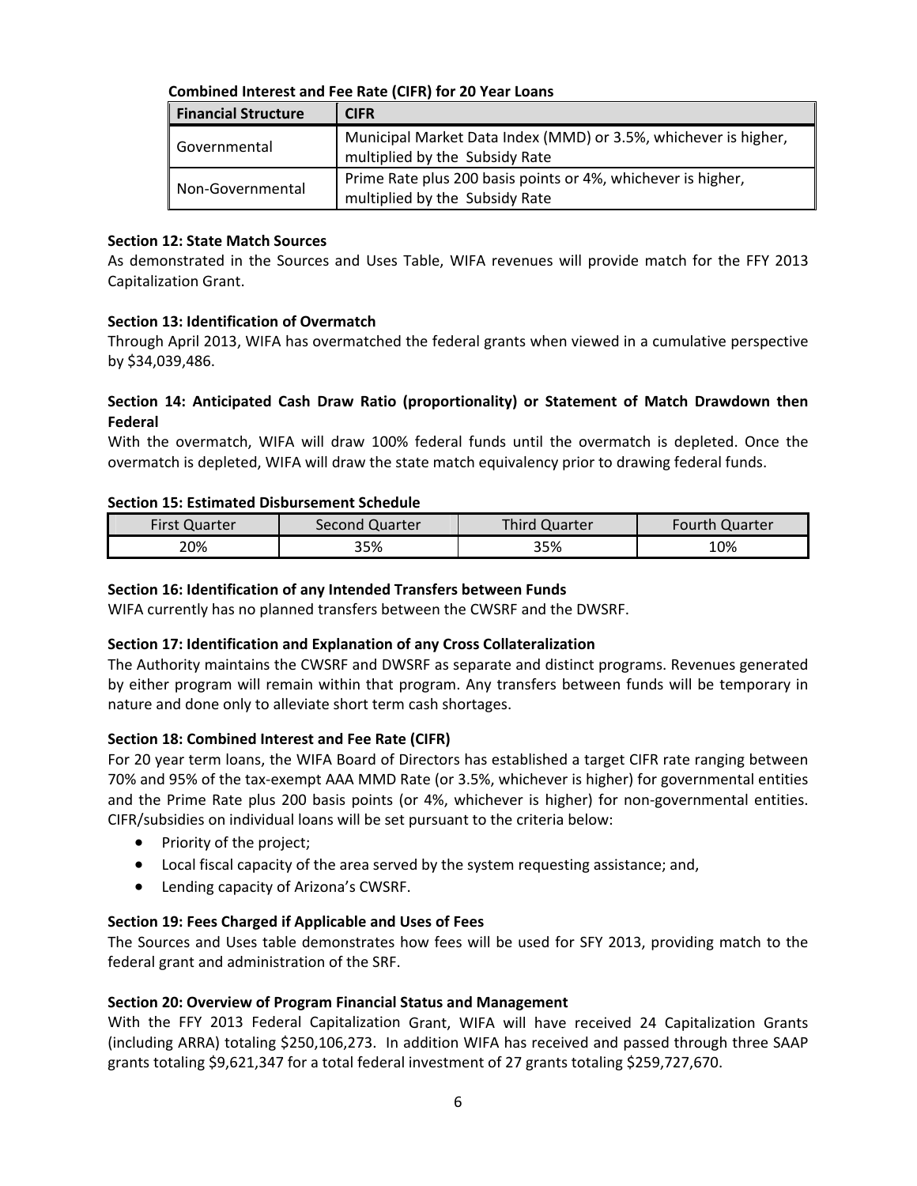**Combined Interest and Fee Rate (CIFR) for 20 Year Loans**

| Financial Structure | CIFR |
|---|---|
| Governmental | Municipal Market Data Index (MMD) or 3.5%, whichever is higher, multiplied by the Subsidy Rate |
| Non-Governmental | Prime Rate plus 200 basis points or 4%, whichever is higher, multiplied by the Subsidy Rate |

**Section 12: State Match Sources**

As demonstrated in the Sources and Uses Table, WIFA revenues will provide match for the FFY 2013 Capitalization Grant.

**Section 13: Identification of Overmatch**

Through April 2013, WIFA has overmatched the federal grants when viewed in a cumulative perspective by $34,039,486.

**Section 14: Anticipated Cash Draw Ratio (proportionality) or Statement of Match Drawdown then Federal**

With the overmatch, WIFA will draw 100% federal funds until the overmatch is depleted. Once the overmatch is depleted, WIFA will draw the state match equivalency prior to drawing federal funds.

**Section 15: Estimated Disbursement Schedule**

| First Quarter | Second Quarter | Third Quarter | Fourth Quarter |
|---|---|---|---|
| 20% | 35% | 35% | 10% |

**Section 16: Identification of any Intended Transfers between Funds**

WIFA currently has no planned transfers between the CWSRF and the DWSRF.

**Section 17: Identification and Explanation of any Cross Collateralization**

The Authority maintains the CWSRF and DWSRF as separate and distinct programs. Revenues generated by either program will remain within that program. Any transfers between funds will be temporary in nature and done only to alleviate short term cash shortages.

**Section 18: Combined Interest and Fee Rate (CIFR)**

For 20 year term loans, the WIFA Board of Directors has established a target CIFR rate ranging between 70% and 95% of the tax-exempt AAA MMD Rate (or 3.5%, whichever is higher) for governmental entities and the Prime Rate plus 200 basis points (or 4%, whichever is higher) for non-governmental entities. CIFR/subsidies on individual loans will be set pursuant to the criteria below:

- Priority of the project;
- Local fiscal capacity of the area served by the system requesting assistance; and,
- Lending capacity of Arizona's CWSRF.

**Section 19: Fees Charged if Applicable and Uses of Fees**

The Sources and Uses table demonstrates how fees will be used for SFY 2013, providing match to the federal grant and administration of the SRF.

**Section 20: Overview of Program Financial Status and Management**

With the FFY 2013 Federal Capitalization Grant, WIFA will have received 24 Capitalization Grants (including ARRA) totaling $250,106,273. In addition WIFA has received and passed through three SAAP grants totaling $9,621,347 for a total federal investment of 27 grants totaling $259,727,670.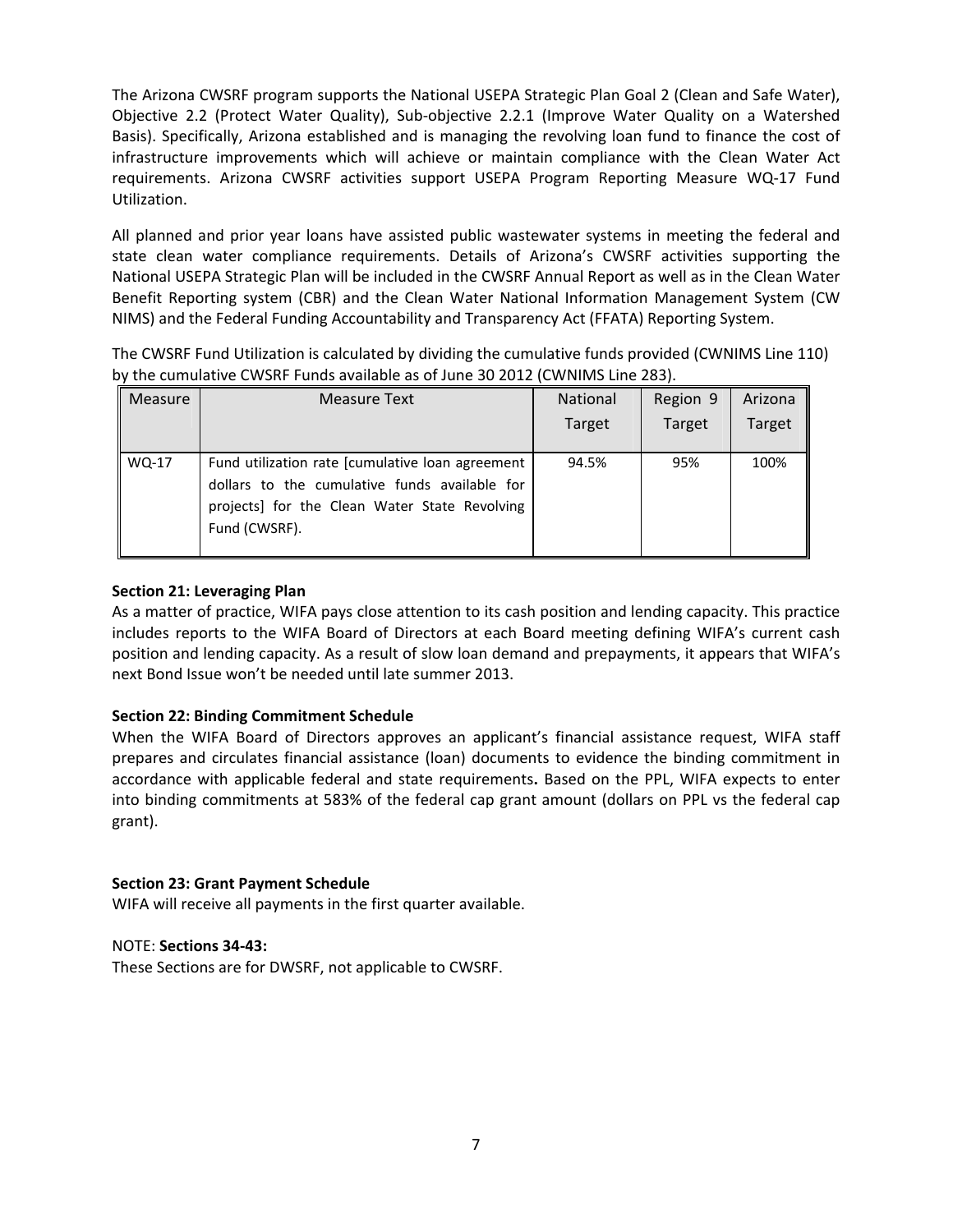The Arizona CWSRF program supports the National USEPA Strategic Plan Goal 2 (Clean and Safe Water), Objective 2.2 (Protect Water Quality), Sub-objective 2.2.1 (Improve Water Quality on a Watershed Basis). Specifically, Arizona established and is managing the revolving loan fund to finance the cost of infrastructure improvements which will achieve or maintain compliance with the Clean Water Act requirements. Arizona CWSRF activities support USEPA Program Reporting Measure WQ-17 Fund Utilization.

All planned and prior year loans have assisted public wastewater systems in meeting the federal and state clean water compliance requirements. Details of Arizona's CWSRF activities supporting the National USEPA Strategic Plan will be included in the CWSRF Annual Report as well as in the Clean Water Benefit Reporting system (CBR) and the Clean Water National Information Management System (CW NIMS) and the Federal Funding Accountability and Transparency Act (FFATA) Reporting System.

The CWSRF Fund Utilization is calculated by dividing the cumulative funds provided (CWNIMS Line 110) by the cumulative CWSRF Funds available as of June 30 2012 (CWNIMS Line 283).

| Measure | Measure Text | National Target | Region 9 Target | Arizona Target |
|---|---|---|---|---|
| WQ-17 | Fund utilization rate [cumulative loan agreement dollars to the cumulative funds available for projects] for the Clean Water State Revolving Fund (CWSRF). | 94.5% | 95% | 100% |

**Section 21: Leveraging Plan**

As a matter of practice, WIFA pays close attention to its cash position and lending capacity. This practice includes reports to the WIFA Board of Directors at each Board meeting defining WIFA's current cash position and lending capacity. As a result of slow loan demand and prepayments, it appears that WIFA's next Bond Issue won't be needed until late summer 2013.

**Section 22: Binding Commitment Schedule**

When the WIFA Board of Directors approves an applicant's financial assistance request, WIFA staff prepares and circulates financial assistance (loan) documents to evidence the binding commitment in accordance with applicable federal and state requirements**.** Based on the PPL, WIFA expects to enter into binding commitments at 583% of the federal cap grant amount (dollars on PPL vs the federal cap grant).

**Section 23: Grant Payment Schedule**

WIFA will receive all payments in the first quarter available.

NOTE: **Sections 34-43:**

These Sections are for DWSRF, not applicable to CWSRF.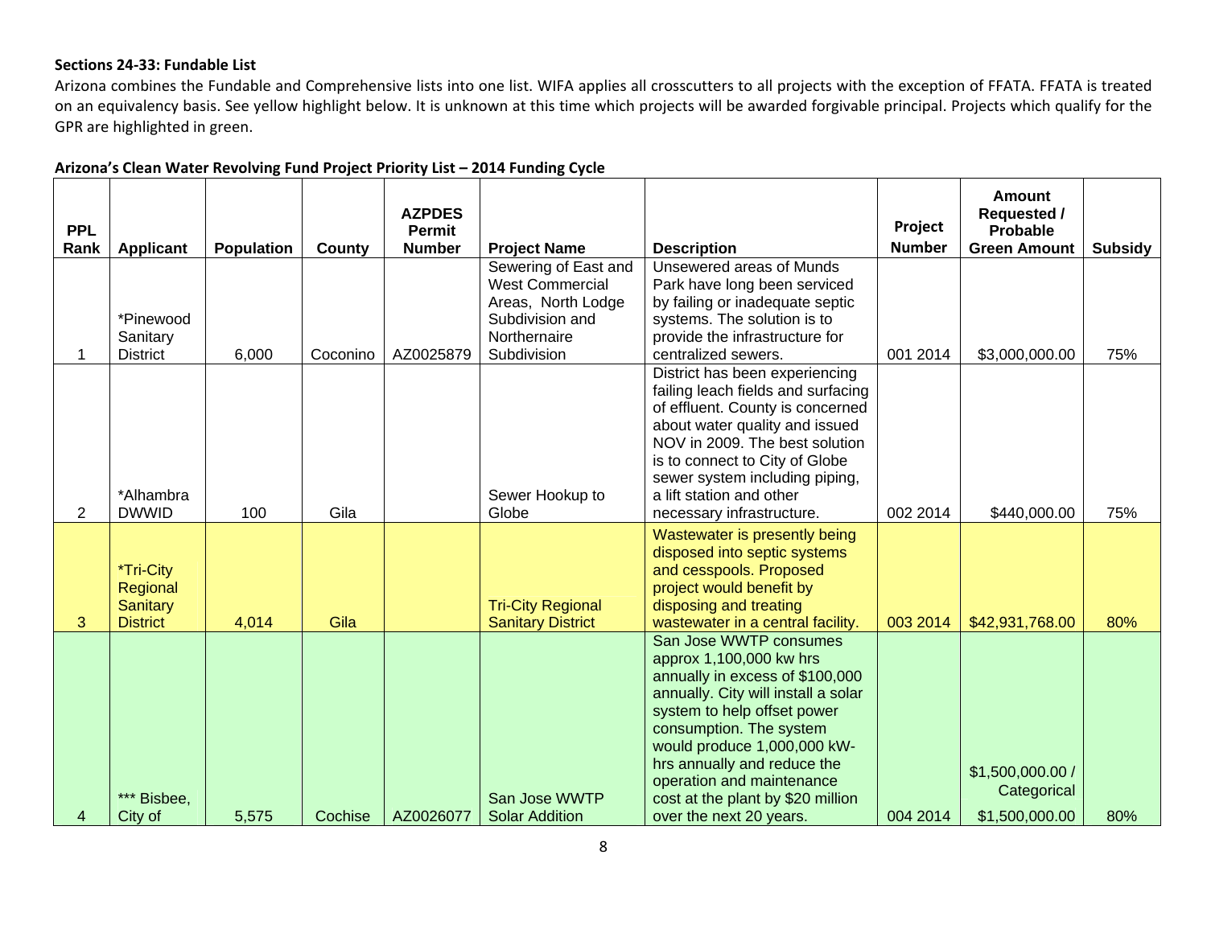**Sections 24-33: Fundable List**

Arizona combines the Fundable and Comprehensive lists into one list. WIFA applies all crosscutters to all projects with the exception of FFATA. FFATA is treated on an equivalency basis. See yellow highlight below. It is unknown at this time which projects will be awarded forgivable principal. Projects which qualify for the GPR are highlighted in green.

**Arizona's Clean Water Revolving Fund Project Priority List – 2014 Funding Cycle**

| PPL Rank | Applicant | Population | County | AZPDES Permit Number | Project Name | Description | Project Number | Amount Requested / Probable Green Amount | Subsidy |
|---|---|---|---|---|---|---|---|---|---|
| 1 | *Pinewood Sanitary District | 6,000 | Coconino | AZ0025879 | Sewering of East and West Commercial Areas, North Lodge Subdivision and Northernaire Subdivision | Unsewered areas of Munds Park have long been serviced by failing or inadequate septic systems. The solution is to provide the infrastructure for centralized sewers. | 001 2014 | $3,000,000.00 | 75% |
| 2 | *Alhambra DWWID | 100 | Gila | | Sewer Hookup to Globe | District has been experiencing failing leach fields and surfacing of effluent. County is concerned about water quality and issued NOV in 2009. The best solution is to connect to City of Globe sewer system including piping, a lift station and other necessary infrastructure. | 002 2014 | $440,000.00 | 75% |
| 3 | *Tri-City Regional Sanitary District | 4,014 | Gila | | Tri-City Regional Sanitary District | Wastewater is presently being disposed into septic systems and cesspools. Proposed project would benefit by disposing and treating wastewater in a central facility. | 003 2014 | $42,931,768.00 | 80% |
| 4 | *** Bisbee, City of | 5,575 | Cochise | AZ0026077 | San Jose WWTP Solar Addition | San Jose WWTP consumes approx 1,100,000 kw hrs annually in excess of $100,000 annually. City will install a solar system to help offset power consumption. The system would produce 1,000,000 kW-hrs annually and reduce the operation and maintenance cost at the plant by $20 million over the next 20 years. | 004 2014 | $1,500,000.00 / Categorical $1,500,000.00 | 80% |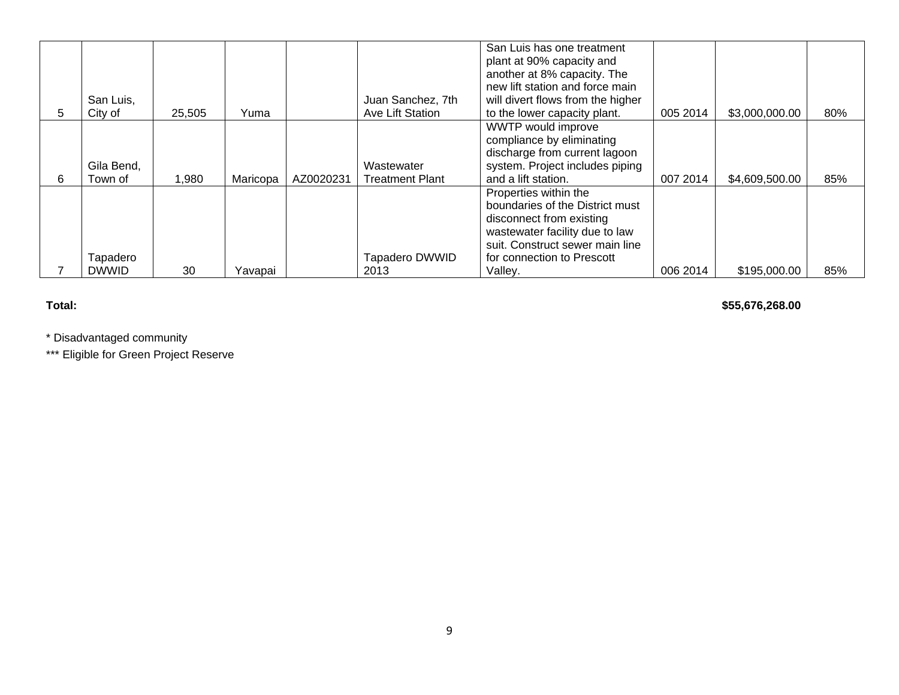| | | | | | | | | | |
|---|---|---|---|---|---|---|---|---|---|
| 5 | San Luis, City of | 25,505 | Yuma | | Juan Sanchez, 7th Ave Lift Station | San Luis has one treatment plant at 90% capacity and another at 8% capacity. The new lift station and force main will divert flows from the higher to the lower capacity plant. | 005 2014 | $3,000,000.00 | 80% |
| 6 | Gila Bend, Town of | 1,980 | Maricopa | AZ0020231 | Wastewater Treatment Plant | WWTP would improve compliance by eliminating discharge from current lagoon system. Project includes piping and a lift station. | 007 2014 | $4,609,500.00 | 85% |
| 7 | Tapadero DWWID | 30 | Yavapai | | Tapadero DWWID 2013 | Properties within the boundaries of the District must disconnect from existing wastewater facility due to law suit. Construct sewer main line for connection to Prescott Valley. | 006 2014 | $195,000.00 | 85% |

**Total:** **$55,676,268.00**

* Disadvantaged community

*** Eligible for Green Project Reserve